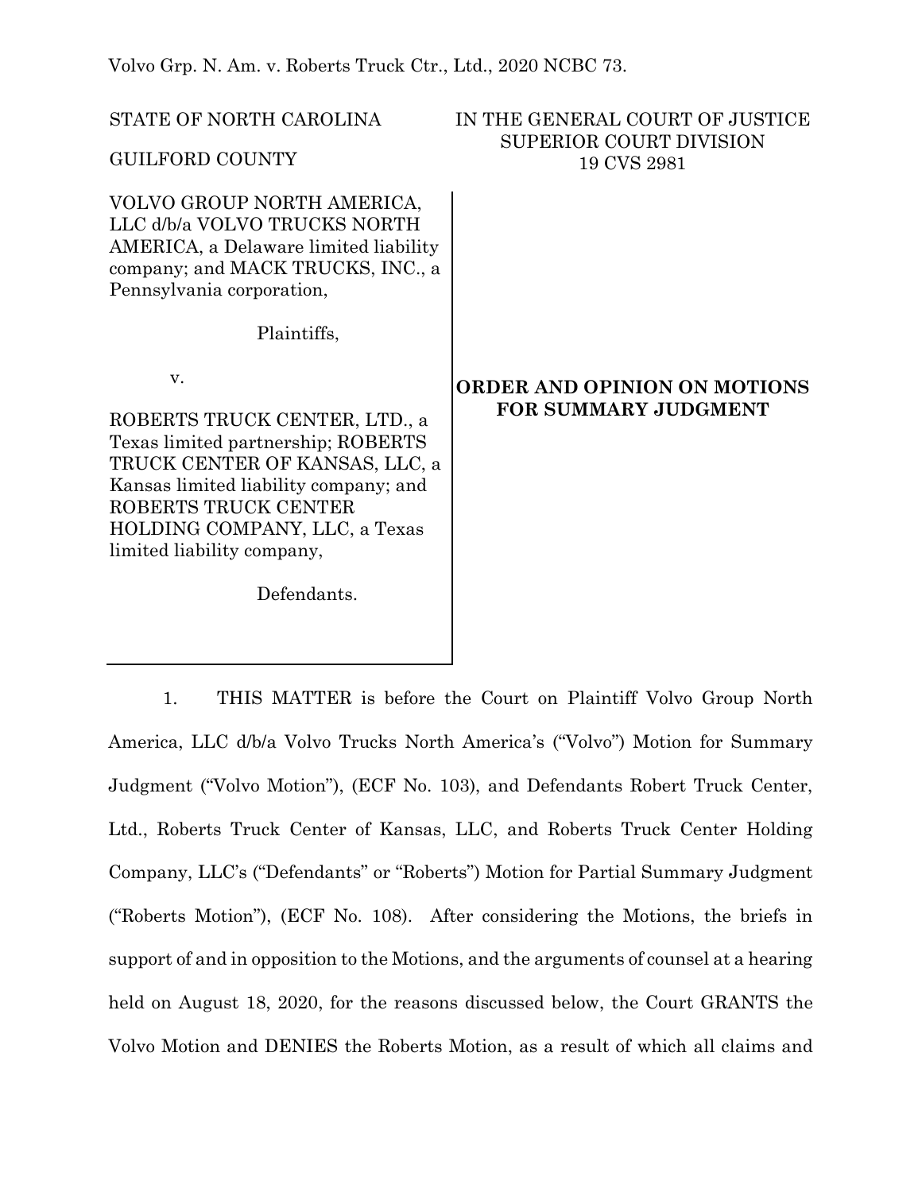Volvo Grp. N. Am. v. Roberts Truck Ctr., Ltd., 2020 NCBC 73.

STATE OF NORTH CAROLINA

GUILFORD COUNTY

IN THE GENERAL COURT OF JUSTICE
SUPERIOR COURT DIVISION
19 CVS 2981

VOLVO GROUP NORTH AMERICA, LLC d/b/a VOLVO TRUCKS NORTH AMERICA, a Delaware limited liability company; and MACK TRUCKS, INC., a Pennsylvania corporation,

Plaintiffs,

v.

ROBERTS TRUCK CENTER, LTD., a Texas limited partnership; ROBERTS TRUCK CENTER OF KANSAS, LLC, a Kansas limited liability company; and ROBERTS TRUCK CENTER HOLDING COMPANY, LLC, a Texas limited liability company,

Defendants.

**ORDER AND OPINION ON MOTIONS FOR SUMMARY JUDGMENT**

1. THIS MATTER is before the Court on Plaintiff Volvo Group North America, LLC d/b/a Volvo Trucks North America's ("Volvo") Motion for Summary Judgment ("Volvo Motion"), (ECF No. 103), and Defendants Robert Truck Center, Ltd., Roberts Truck Center of Kansas, LLC, and Roberts Truck Center Holding Company, LLC's ("Defendants" or "Roberts") Motion for Partial Summary Judgment ("Roberts Motion"), (ECF No. 108). After considering the Motions, the briefs in support of and in opposition to the Motions, and the arguments of counsel at a hearing held on August 18, 2020, for the reasons discussed below, the Court GRANTS the Volvo Motion and DENIES the Roberts Motion, as a result of which all claims and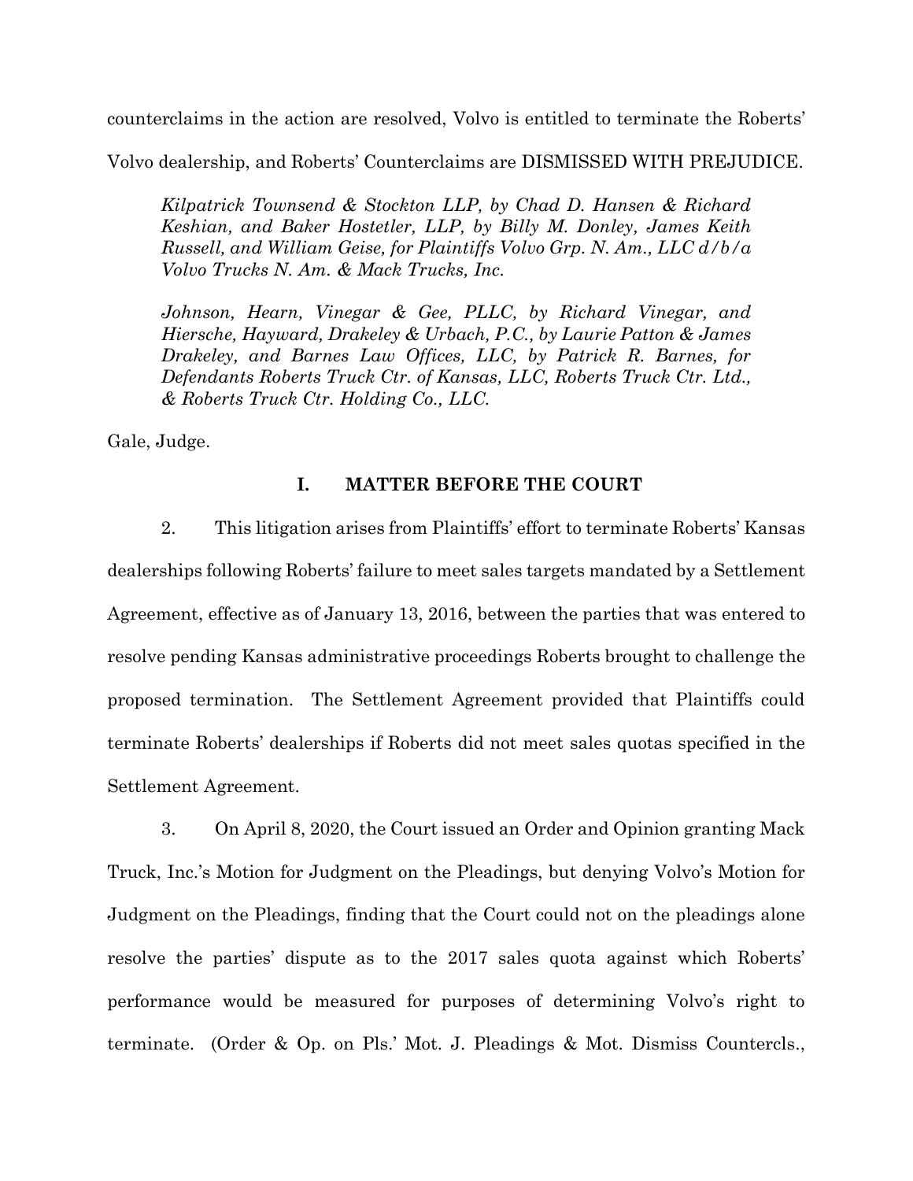counterclaims in the action are resolved, Volvo is entitled to terminate the Roberts' Volvo dealership, and Roberts' Counterclaims are DISMISSED WITH PREJUDICE.

*Kilpatrick Townsend & Stockton LLP, by Chad D. Hansen & Richard Keshian, and Baker Hostetler, LLP, by Billy M. Donley, James Keith Russell, and William Geise, for Plaintiffs Volvo Grp. N. Am., LLC d/b/a Volvo Trucks N. Am. & Mack Trucks, Inc.*

*Johnson, Hearn, Vinegar & Gee, PLLC, by Richard Vinegar, and Hiersche, Hayward, Drakeley & Urbach, P.C., by Laurie Patton & James Drakeley, and Barnes Law Offices, LLC, by Patrick R. Barnes, for Defendants Roberts Truck Ctr. of Kansas, LLC, Roberts Truck Ctr. Ltd., & Roberts Truck Ctr. Holding Co., LLC.*

Gale, Judge.

## I. MATTER BEFORE THE COURT

2. This litigation arises from Plaintiffs' effort to terminate Roberts' Kansas dealerships following Roberts' failure to meet sales targets mandated by a Settlement Agreement, effective as of January 13, 2016, between the parties that was entered to resolve pending Kansas administrative proceedings Roberts brought to challenge the proposed termination. The Settlement Agreement provided that Plaintiffs could terminate Roberts' dealerships if Roberts did not meet sales quotas specified in the Settlement Agreement.

3. On April 8, 2020, the Court issued an Order and Opinion granting Mack Truck, Inc.'s Motion for Judgment on the Pleadings, but denying Volvo's Motion for Judgment on the Pleadings, finding that the Court could not on the pleadings alone resolve the parties' dispute as to the 2017 sales quota against which Roberts' performance would be measured for purposes of determining Volvo's right to terminate. (Order & Op. on Pls.' Mot. J. Pleadings & Mot. Dismiss Countercls.,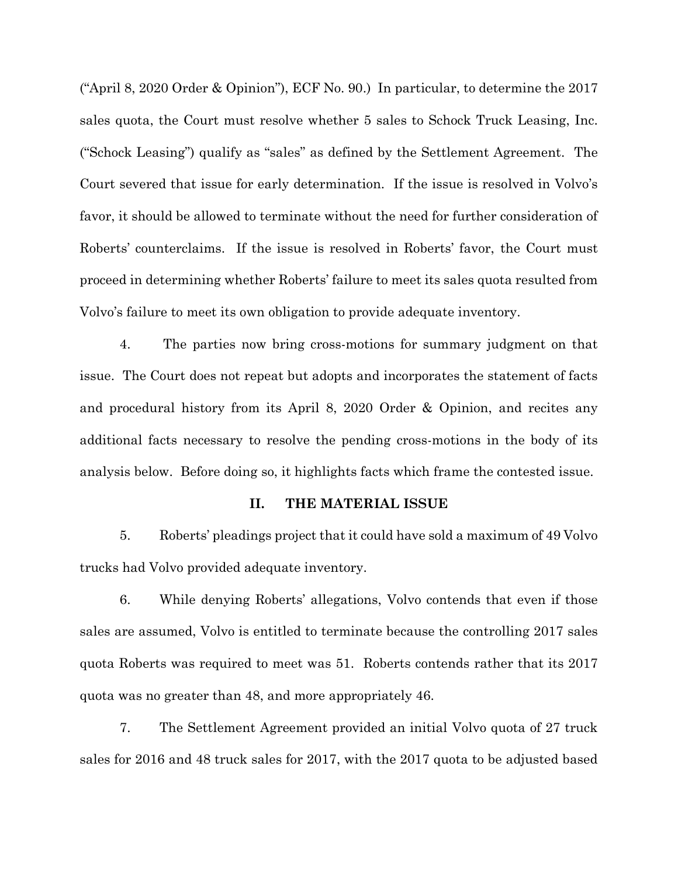("April 8, 2020 Order & Opinion"), ECF No. 90.) In particular, to determine the 2017 sales quota, the Court must resolve whether 5 sales to Schock Truck Leasing, Inc. ("Schock Leasing") qualify as "sales" as defined by the Settlement Agreement. The Court severed that issue for early determination. If the issue is resolved in Volvo's favor, it should be allowed to terminate without the need for further consideration of Roberts' counterclaims. If the issue is resolved in Roberts' favor, the Court must proceed in determining whether Roberts' failure to meet its sales quota resulted from Volvo's failure to meet its own obligation to provide adequate inventory.

4. The parties now bring cross-motions for summary judgment on that issue. The Court does not repeat but adopts and incorporates the statement of facts and procedural history from its April 8, 2020 Order & Opinion, and recites any additional facts necessary to resolve the pending cross-motions in the body of its analysis below. Before doing so, it highlights facts which frame the contested issue.

## II. THE MATERIAL ISSUE

5. Roberts' pleadings project that it could have sold a maximum of 49 Volvo trucks had Volvo provided adequate inventory.

6. While denying Roberts' allegations, Volvo contends that even if those sales are assumed, Volvo is entitled to terminate because the controlling 2017 sales quota Roberts was required to meet was 51. Roberts contends rather that its 2017 quota was no greater than 48, and more appropriately 46.

7. The Settlement Agreement provided an initial Volvo quota of 27 truck sales for 2016 and 48 truck sales for 2017, with the 2017 quota to be adjusted based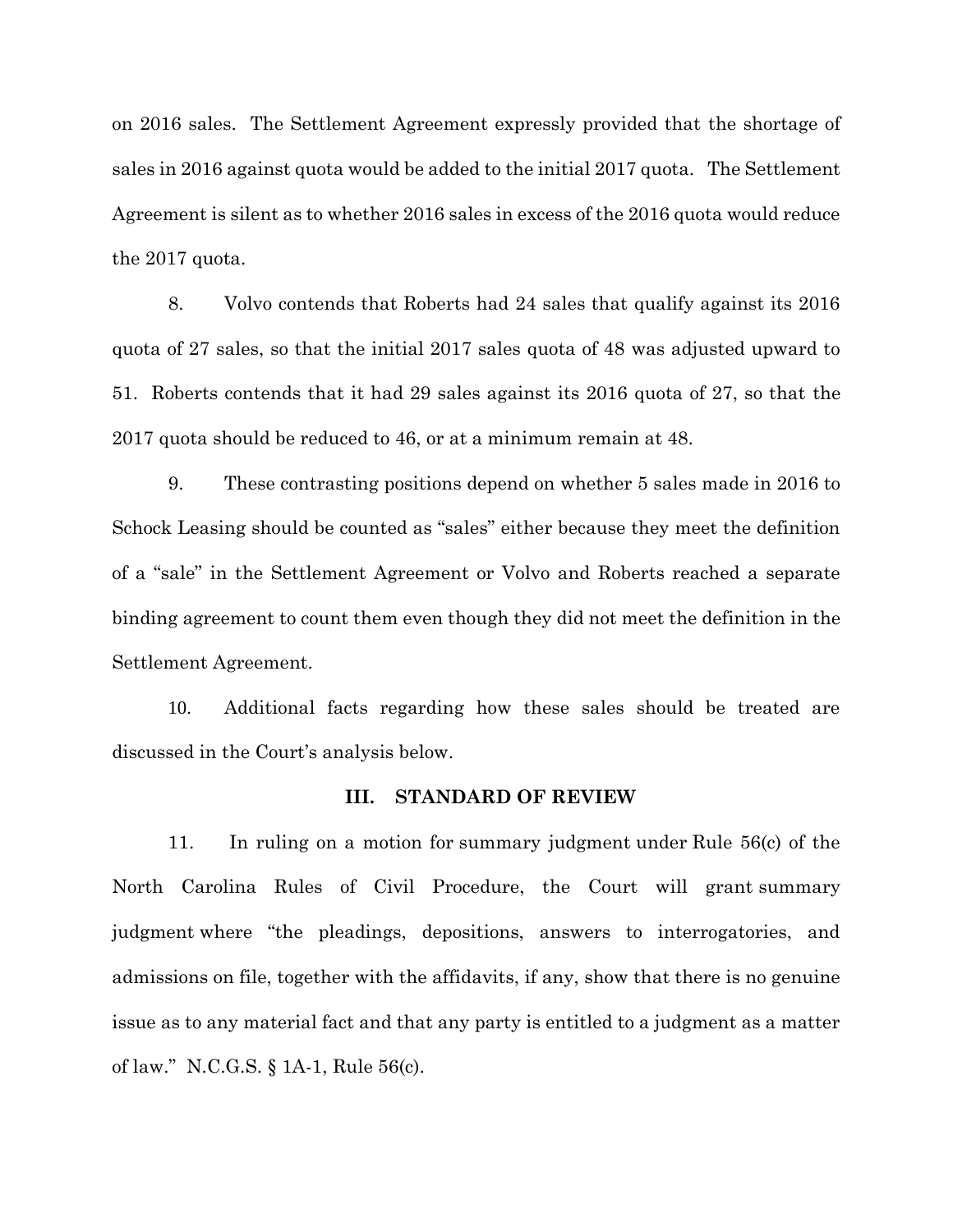on 2016 sales. The Settlement Agreement expressly provided that the shortage of sales in 2016 against quota would be added to the initial 2017 quota. The Settlement Agreement is silent as to whether 2016 sales in excess of the 2016 quota would reduce the 2017 quota.

8. Volvo contends that Roberts had 24 sales that qualify against its 2016 quota of 27 sales, so that the initial 2017 sales quota of 48 was adjusted upward to 51. Roberts contends that it had 29 sales against its 2016 quota of 27, so that the 2017 quota should be reduced to 46, or at a minimum remain at 48.

9. These contrasting positions depend on whether 5 sales made in 2016 to Schock Leasing should be counted as "sales" either because they meet the definition of a "sale" in the Settlement Agreement or Volvo and Roberts reached a separate binding agreement to count them even though they did not meet the definition in the Settlement Agreement.

10. Additional facts regarding how these sales should be treated are discussed in the Court's analysis below.

## III. STANDARD OF REVIEW

11. In ruling on a motion for summary judgment under Rule 56(c) of the North Carolina Rules of Civil Procedure, the Court will grant summary judgment where "the pleadings, depositions, answers to interrogatories, and admissions on file, together with the affidavits, if any, show that there is no genuine issue as to any material fact and that any party is entitled to a judgment as a matter of law." N.C.G.S. § 1A-1, Rule 56(c).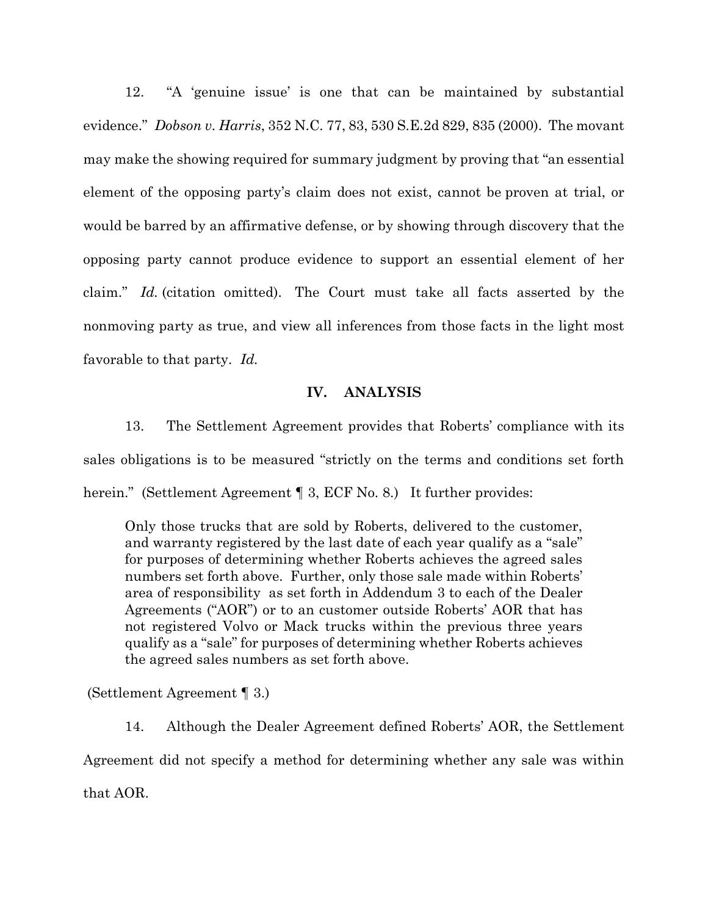12. "A 'genuine issue' is one that can be maintained by substantial evidence." *Dobson v. Harris*, 352 N.C. 77, 83, 530 S.E.2d 829, 835 (2000). The movant may make the showing required for summary judgment by proving that "an essential element of the opposing party's claim does not exist, cannot be proven at trial, or would be barred by an affirmative defense, or by showing through discovery that the opposing party cannot produce evidence to support an essential element of her claim." *Id.* (citation omitted). The Court must take all facts asserted by the nonmoving party as true, and view all inferences from those facts in the light most favorable to that party. *Id.*

## IV. ANALYSIS

13. The Settlement Agreement provides that Roberts' compliance with its sales obligations is to be measured "strictly on the terms and conditions set forth herein." (Settlement Agreement ¶ 3, ECF No. 8.) It further provides:

> Only those trucks that are sold by Roberts, delivered to the customer, and warranty registered by the last date of each year qualify as a "sale" for purposes of determining whether Roberts achieves the agreed sales numbers set forth above. Further, only those sale made within Roberts' area of responsibility as set forth in Addendum 3 to each of the Dealer Agreements ("AOR") or to an customer outside Roberts' AOR that has not registered Volvo or Mack trucks within the previous three years qualify as a "sale" for purposes of determining whether Roberts achieves the agreed sales numbers as set forth above.

(Settlement Agreement ¶ 3.)

14. Although the Dealer Agreement defined Roberts' AOR, the Settlement Agreement did not specify a method for determining whether any sale was within that AOR.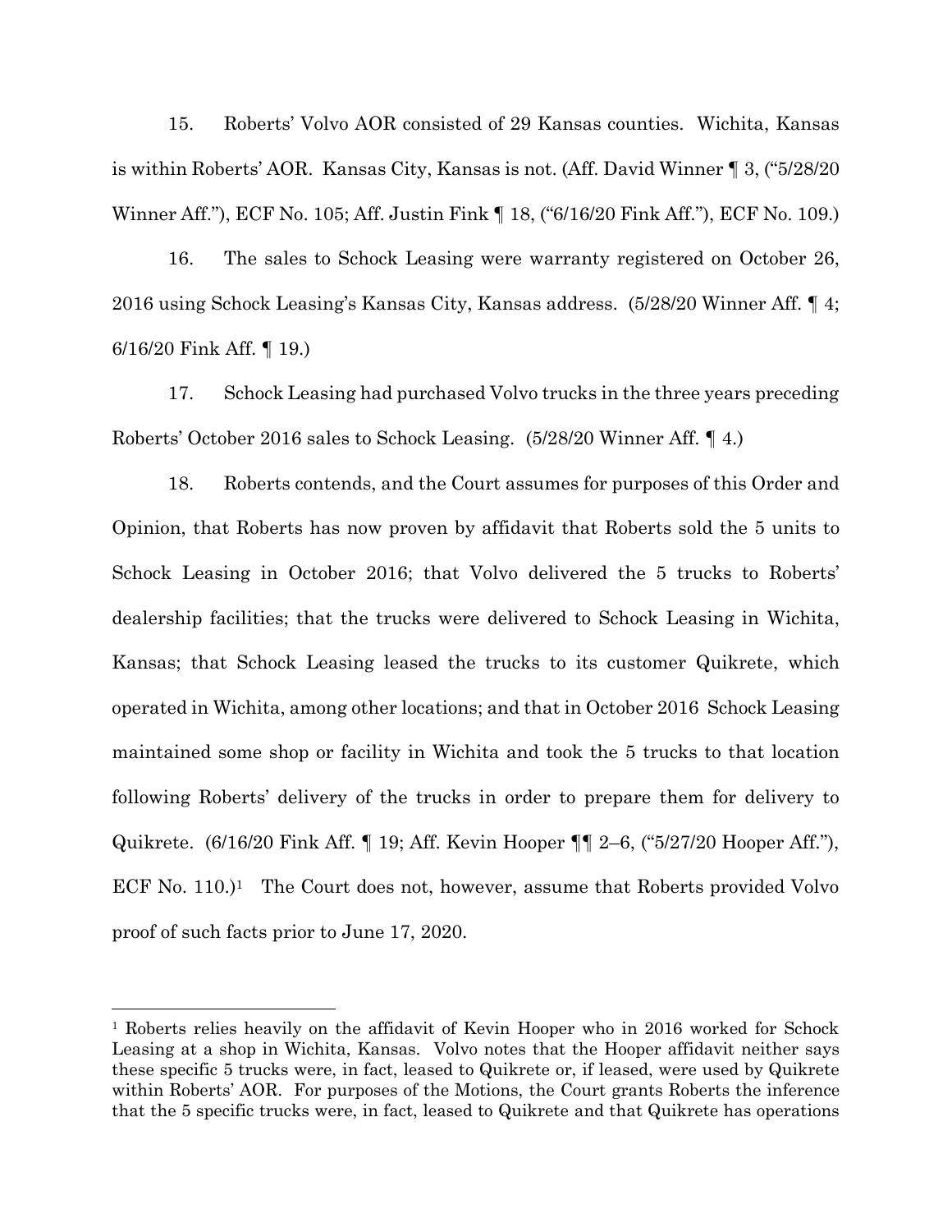15. Roberts' Volvo AOR consisted of 29 Kansas counties. Wichita, Kansas is within Roberts' AOR. Kansas City, Kansas is not. (Aff. David Winner ¶ 3, ("5/28/20 Winner Aff."), ECF No. 105; Aff. Justin Fink ¶ 18, ("6/16/20 Fink Aff."), ECF No. 109.)

16. The sales to Schock Leasing were warranty registered on October 26, 2016 using Schock Leasing's Kansas City, Kansas address. (5/28/20 Winner Aff. ¶ 4; 6/16/20 Fink Aff. ¶ 19.)

17. Schock Leasing had purchased Volvo trucks in the three years preceding Roberts' October 2016 sales to Schock Leasing. (5/28/20 Winner Aff. ¶ 4.)

18. Roberts contends, and the Court assumes for purposes of this Order and Opinion, that Roberts has now proven by affidavit that Roberts sold the 5 units to Schock Leasing in October 2016; that Volvo delivered the 5 trucks to Roberts' dealership facilities; that the trucks were delivered to Schock Leasing in Wichita, Kansas; that Schock Leasing leased the trucks to its customer Quikrete, which operated in Wichita, among other locations; and that in October 2016 Schock Leasing maintained some shop or facility in Wichita and took the 5 trucks to that location following Roberts' delivery of the trucks in order to prepare them for delivery to Quikrete. (6/16/20 Fink Aff. ¶ 19; Aff. Kevin Hooper ¶¶ 2–6, ("5/27/20 Hooper Aff."), ECF No. 110.)[1] The Court does not, however, assume that Roberts provided Volvo proof of such facts prior to June 17, 2020.

---

[1] Roberts relies heavily on the affidavit of Kevin Hooper who in 2016 worked for Schock Leasing at a shop in Wichita, Kansas. Volvo notes that the Hooper affidavit neither says these specific 5 trucks were, in fact, leased to Quikrete or, if leased, were used by Quikrete within Roberts' AOR. For purposes of the Motions, the Court grants Roberts the inference that the 5 specific trucks were, in fact, leased to Quikrete and that Quikrete has operations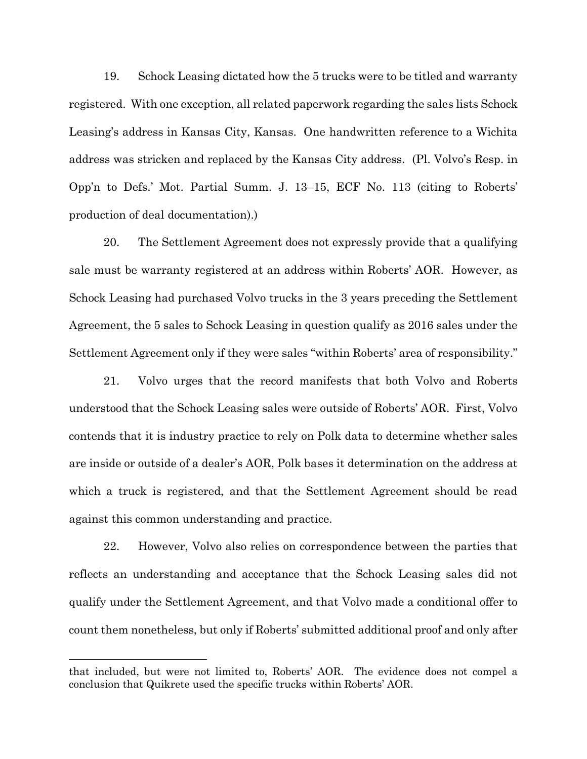19. Schock Leasing dictated how the 5 trucks were to be titled and warranty registered. With one exception, all related paperwork regarding the sales lists Schock Leasing's address in Kansas City, Kansas. One handwritten reference to a Wichita address was stricken and replaced by the Kansas City address. (Pl. Volvo's Resp. in Opp'n to Defs.' Mot. Partial Summ. J. 13–15, ECF No. 113 (citing to Roberts' production of deal documentation).)

20. The Settlement Agreement does not expressly provide that a qualifying sale must be warranty registered at an address within Roberts' AOR. However, as Schock Leasing had purchased Volvo trucks in the 3 years preceding the Settlement Agreement, the 5 sales to Schock Leasing in question qualify as 2016 sales under the Settlement Agreement only if they were sales "within Roberts' area of responsibility."

21. Volvo urges that the record manifests that both Volvo and Roberts understood that the Schock Leasing sales were outside of Roberts' AOR. First, Volvo contends that it is industry practice to rely on Polk data to determine whether sales are inside or outside of a dealer's AOR, Polk bases it determination on the address at which a truck is registered, and that the Settlement Agreement should be read against this common understanding and practice.

22. However, Volvo also relies on correspondence between the parties that reflects an understanding and acceptance that the Schock Leasing sales did not qualify under the Settlement Agreement, and that Volvo made a conditional offer to count them nonetheless, but only if Roberts' submitted additional proof and only after

---

that included, but were not limited to, Roberts' AOR. The evidence does not compel a conclusion that Quikrete used the specific trucks within Roberts' AOR.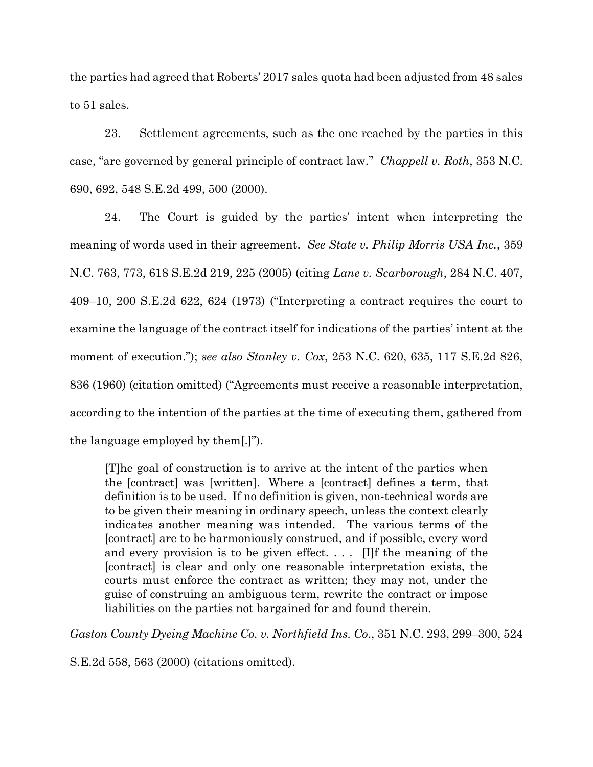the parties had agreed that Roberts' 2017 sales quota had been adjusted from 48 sales to 51 sales.

23. Settlement agreements, such as the one reached by the parties in this case, "are governed by general principle of contract law." *Chappell v. Roth*, 353 N.C. 690, 692, 548 S.E.2d 499, 500 (2000).

24. The Court is guided by the parties' intent when interpreting the meaning of words used in their agreement. *See State v. Philip Morris USA Inc.*, 359 N.C. 763, 773, 618 S.E.2d 219, 225 (2005) (citing *Lane v. Scarborough*, 284 N.C. 407, 409–10, 200 S.E.2d 622, 624 (1973) ("Interpreting a contract requires the court to examine the language of the contract itself for indications of the parties' intent at the moment of execution."); *see also Stanley v. Cox*, 253 N.C. 620, 635, 117 S.E.2d 826, 836 (1960) (citation omitted) ("Agreements must receive a reasonable interpretation, according to the intention of the parties at the time of executing them, gathered from the language employed by them[.]").

> [T]he goal of construction is to arrive at the intent of the parties when the [contract] was [written]. Where a [contract] defines a term, that definition is to be used. If no definition is given, non-technical words are to be given their meaning in ordinary speech, unless the context clearly indicates another meaning was intended. The various terms of the [contract] are to be harmoniously construed, and if possible, every word and every provision is to be given effect. . . . [I]f the meaning of the [contract] is clear and only one reasonable interpretation exists, the courts must enforce the contract as written; they may not, under the guise of construing an ambiguous term, rewrite the contract or impose liabilities on the parties not bargained for and found therein.

*Gaston County Dyeing Machine Co. v. Northfield Ins. Co.*, 351 N.C. 293, 299–300, 524 S.E.2d 558, 563 (2000) (citations omitted).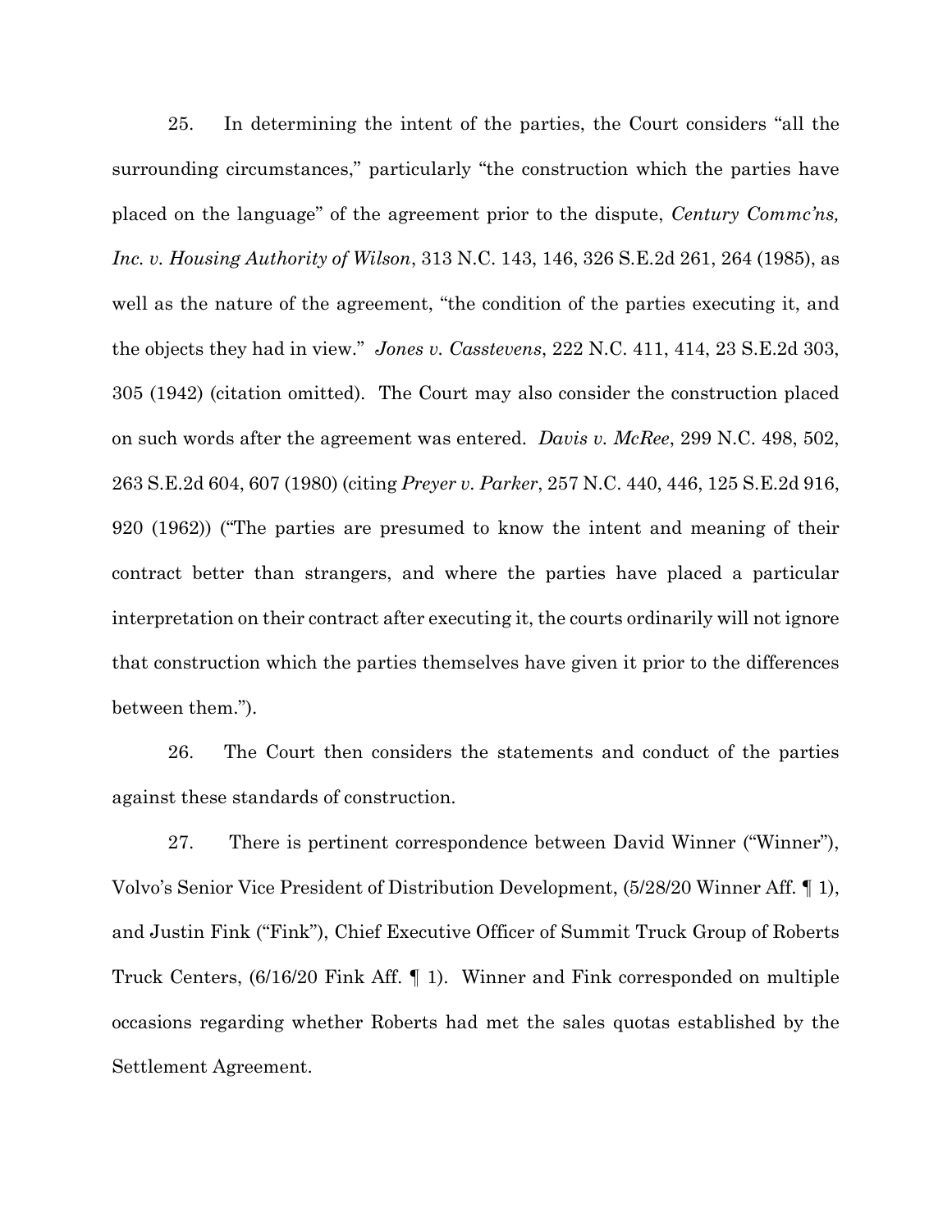25. In determining the intent of the parties, the Court considers "all the surrounding circumstances," particularly "the construction which the parties have placed on the language" of the agreement prior to the dispute, *Century Commc'ns, Inc. v. Housing Authority of Wilson*, 313 N.C. 143, 146, 326 S.E.2d 261, 264 (1985), as well as the nature of the agreement, "the condition of the parties executing it, and the objects they had in view." *Jones v. Casstevens*, 222 N.C. 411, 414, 23 S.E.2d 303, 305 (1942) (citation omitted). The Court may also consider the construction placed on such words after the agreement was entered. *Davis v. McRee*, 299 N.C. 498, 502, 263 S.E.2d 604, 607 (1980) (citing *Preyer v. Parker*, 257 N.C. 440, 446, 125 S.E.2d 916, 920 (1962)) ("The parties are presumed to know the intent and meaning of their contract better than strangers, and where the parties have placed a particular interpretation on their contract after executing it, the courts ordinarily will not ignore that construction which the parties themselves have given it prior to the differences between them.").

26. The Court then considers the statements and conduct of the parties against these standards of construction.

27. There is pertinent correspondence between David Winner ("Winner"), Volvo's Senior Vice President of Distribution Development, (5/28/20 Winner Aff. ¶ 1), and Justin Fink ("Fink"), Chief Executive Officer of Summit Truck Group of Roberts Truck Centers, (6/16/20 Fink Aff. ¶ 1). Winner and Fink corresponded on multiple occasions regarding whether Roberts had met the sales quotas established by the Settlement Agreement.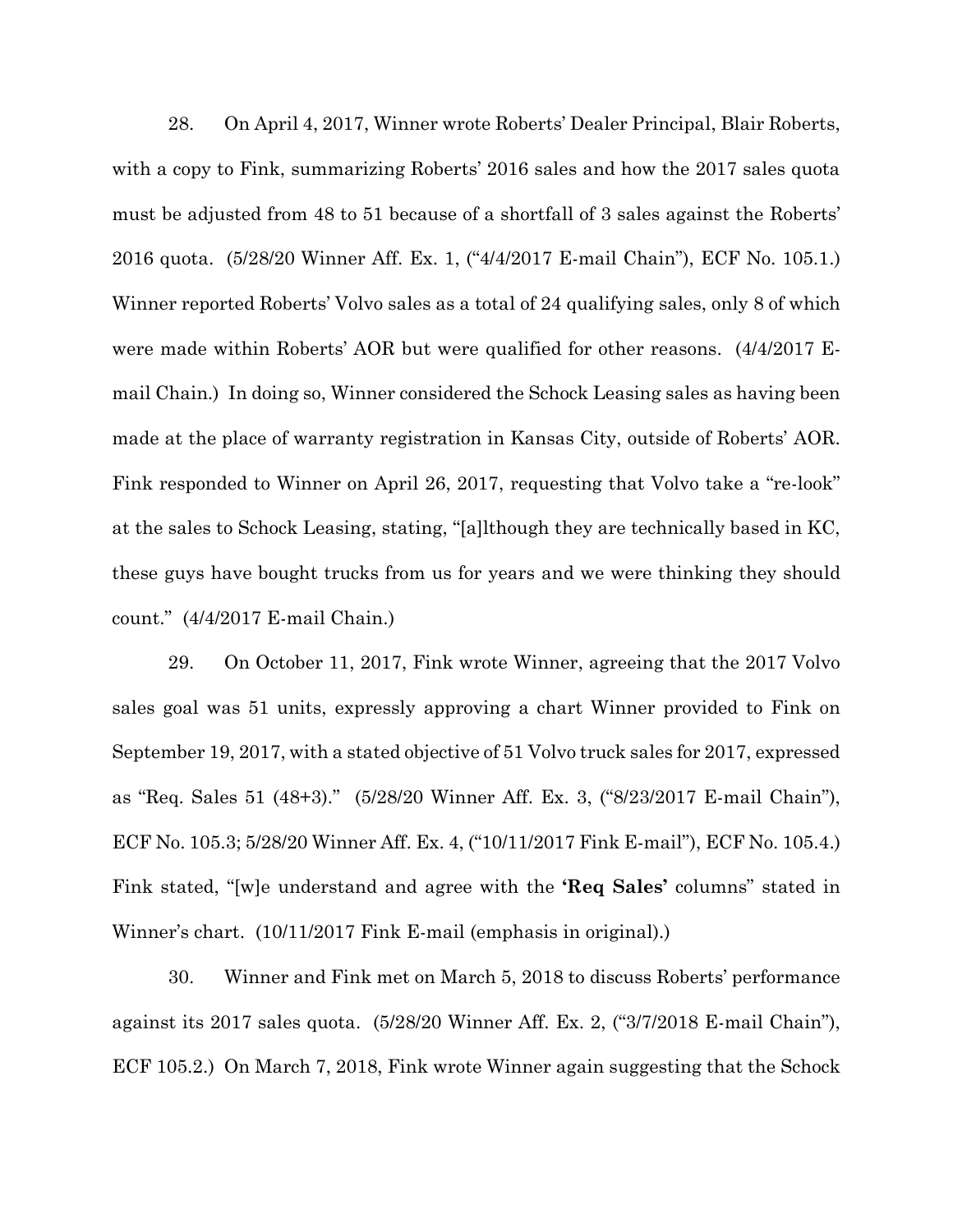28. On April 4, 2017, Winner wrote Roberts' Dealer Principal, Blair Roberts, with a copy to Fink, summarizing Roberts' 2016 sales and how the 2017 sales quota must be adjusted from 48 to 51 because of a shortfall of 3 sales against the Roberts' 2016 quota. (5/28/20 Winner Aff. Ex. 1, ("4/4/2017 E-mail Chain"), ECF No. 105.1.) Winner reported Roberts' Volvo sales as a total of 24 qualifying sales, only 8 of which were made within Roberts' AOR but were qualified for other reasons. (4/4/2017 E-mail Chain.) In doing so, Winner considered the Schock Leasing sales as having been made at the place of warranty registration in Kansas City, outside of Roberts' AOR. Fink responded to Winner on April 26, 2017, requesting that Volvo take a "re-look" at the sales to Schock Leasing, stating, "[a]lthough they are technically based in KC, these guys have bought trucks from us for years and we were thinking they should count." (4/4/2017 E-mail Chain.)

29. On October 11, 2017, Fink wrote Winner, agreeing that the 2017 Volvo sales goal was 51 units, expressly approving a chart Winner provided to Fink on September 19, 2017, with a stated objective of 51 Volvo truck sales for 2017, expressed as "Req. Sales 51 (48+3)." (5/28/20 Winner Aff. Ex. 3, ("8/23/2017 E-mail Chain"), ECF No. 105.3; 5/28/20 Winner Aff. Ex. 4, ("10/11/2017 Fink E-mail"), ECF No. 105.4.) Fink stated, "[w]e understand and agree with the **'Req Sales'** columns" stated in Winner's chart. (10/11/2017 Fink E-mail (emphasis in original).)

30. Winner and Fink met on March 5, 2018 to discuss Roberts' performance against its 2017 sales quota. (5/28/20 Winner Aff. Ex. 2, ("3/7/2018 E-mail Chain"), ECF 105.2.) On March 7, 2018, Fink wrote Winner again suggesting that the Schock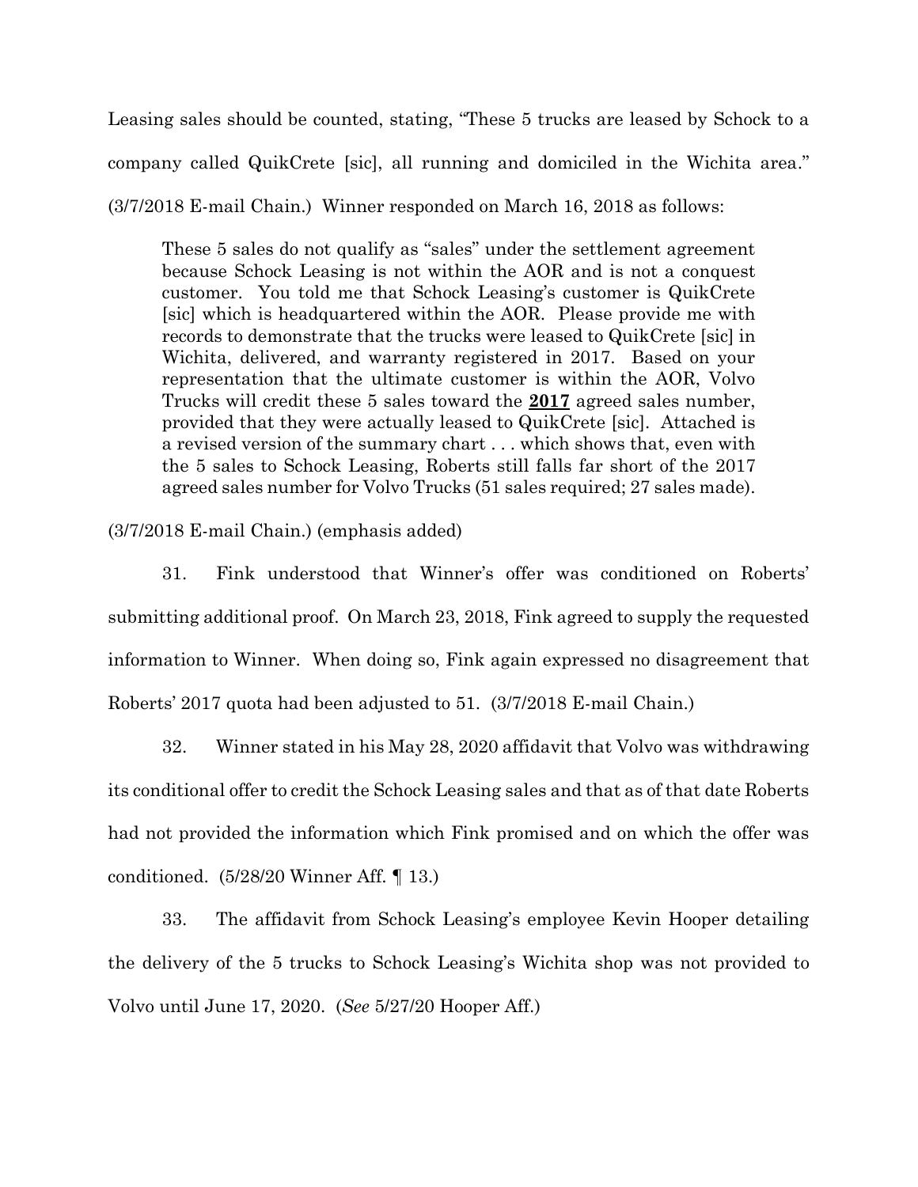Leasing sales should be counted, stating, "These 5 trucks are leased by Schock to a company called QuikCrete [sic], all running and domiciled in the Wichita area." (3/7/2018 E-mail Chain.) Winner responded on March 16, 2018 as follows:

> These 5 sales do not qualify as "sales" under the settlement agreement because Schock Leasing is not within the AOR and is not a conquest customer. You told me that Schock Leasing's customer is QuikCrete [sic] which is headquartered within the AOR. Please provide me with records to demonstrate that the trucks were leased to QuikCrete [sic] in Wichita, delivered, and warranty registered in 2017. Based on your representation that the ultimate customer is within the AOR, Volvo Trucks will credit these 5 sales toward the **2017** agreed sales number, provided that they were actually leased to QuikCrete [sic]. Attached is a revised version of the summary chart . . . which shows that, even with the 5 sales to Schock Leasing, Roberts still falls far short of the 2017 agreed sales number for Volvo Trucks (51 sales required; 27 sales made).

(3/7/2018 E-mail Chain.) (emphasis added)

31. Fink understood that Winner's offer was conditioned on Roberts' submitting additional proof. On March 23, 2018, Fink agreed to supply the requested information to Winner. When doing so, Fink again expressed no disagreement that Roberts' 2017 quota had been adjusted to 51. (3/7/2018 E-mail Chain.)

32. Winner stated in his May 28, 2020 affidavit that Volvo was withdrawing its conditional offer to credit the Schock Leasing sales and that as of that date Roberts had not provided the information which Fink promised and on which the offer was conditioned. (5/28/20 Winner Aff. ¶ 13.)

33. The affidavit from Schock Leasing's employee Kevin Hooper detailing the delivery of the 5 trucks to Schock Leasing's Wichita shop was not provided to Volvo until June 17, 2020. (*See* 5/27/20 Hooper Aff.)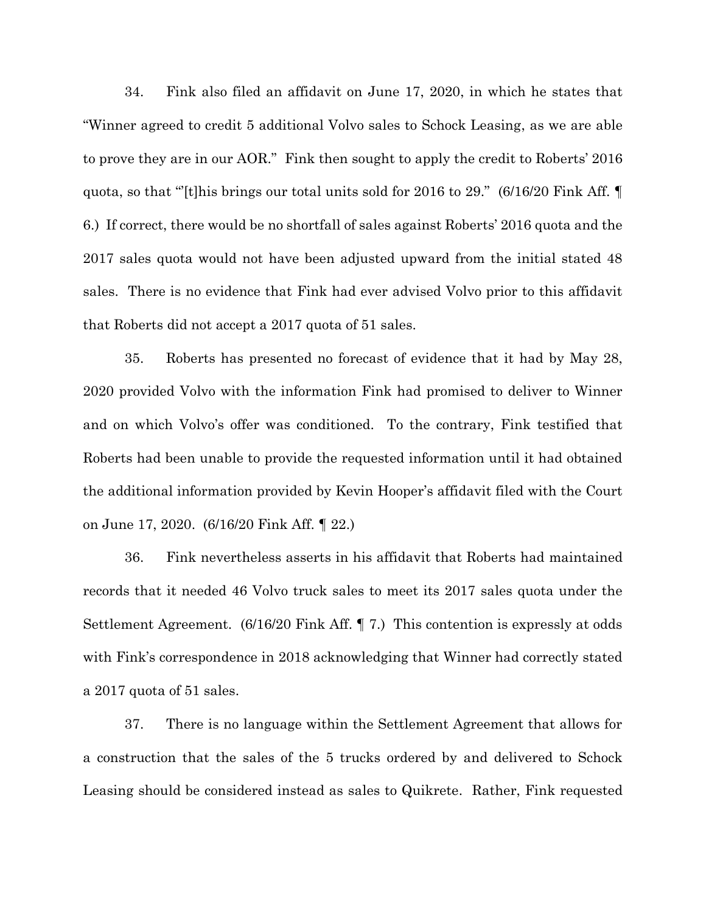34. Fink also filed an affidavit on June 17, 2020, in which he states that "Winner agreed to credit 5 additional Volvo sales to Schock Leasing, as we are able to prove they are in our AOR." Fink then sought to apply the credit to Roberts' 2016 quota, so that "'[t]his brings our total units sold for 2016 to 29." (6/16/20 Fink Aff. ¶ 6.) If correct, there would be no shortfall of sales against Roberts' 2016 quota and the 2017 sales quota would not have been adjusted upward from the initial stated 48 sales. There is no evidence that Fink had ever advised Volvo prior to this affidavit that Roberts did not accept a 2017 quota of 51 sales.

35. Roberts has presented no forecast of evidence that it had by May 28, 2020 provided Volvo with the information Fink had promised to deliver to Winner and on which Volvo's offer was conditioned. To the contrary, Fink testified that Roberts had been unable to provide the requested information until it had obtained the additional information provided by Kevin Hooper's affidavit filed with the Court on June 17, 2020. (6/16/20 Fink Aff. ¶ 22.)

36. Fink nevertheless asserts in his affidavit that Roberts had maintained records that it needed 46 Volvo truck sales to meet its 2017 sales quota under the Settlement Agreement. (6/16/20 Fink Aff. ¶ 7.) This contention is expressly at odds with Fink's correspondence in 2018 acknowledging that Winner had correctly stated a 2017 quota of 51 sales.

37. There is no language within the Settlement Agreement that allows for a construction that the sales of the 5 trucks ordered by and delivered to Schock Leasing should be considered instead as sales to Quikrete. Rather, Fink requested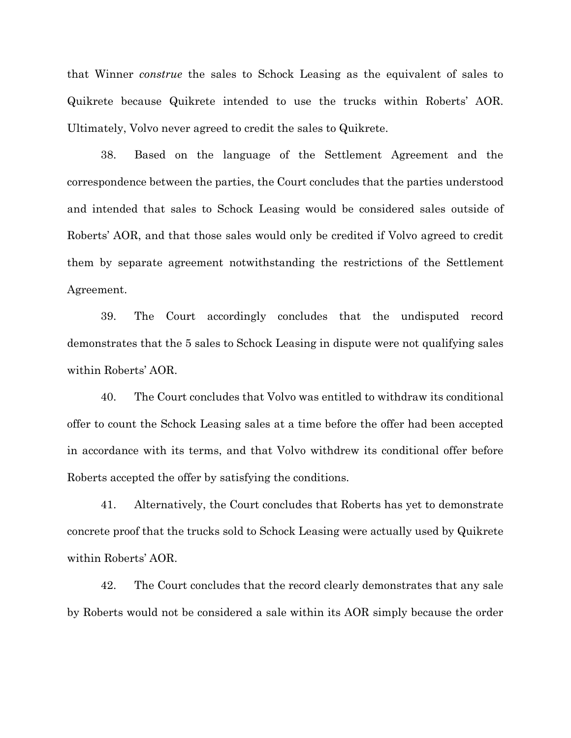that Winner *construe* the sales to Schock Leasing as the equivalent of sales to Quikrete because Quikrete intended to use the trucks within Roberts' AOR. Ultimately, Volvo never agreed to credit the sales to Quikrete.

38. Based on the language of the Settlement Agreement and the correspondence between the parties, the Court concludes that the parties understood and intended that sales to Schock Leasing would be considered sales outside of Roberts' AOR, and that those sales would only be credited if Volvo agreed to credit them by separate agreement notwithstanding the restrictions of the Settlement Agreement.

39. The Court accordingly concludes that the undisputed record demonstrates that the 5 sales to Schock Leasing in dispute were not qualifying sales within Roberts' AOR.

40. The Court concludes that Volvo was entitled to withdraw its conditional offer to count the Schock Leasing sales at a time before the offer had been accepted in accordance with its terms, and that Volvo withdrew its conditional offer before Roberts accepted the offer by satisfying the conditions.

41. Alternatively, the Court concludes that Roberts has yet to demonstrate concrete proof that the trucks sold to Schock Leasing were actually used by Quikrete within Roberts' AOR.

42. The Court concludes that the record clearly demonstrates that any sale by Roberts would not be considered a sale within its AOR simply because the order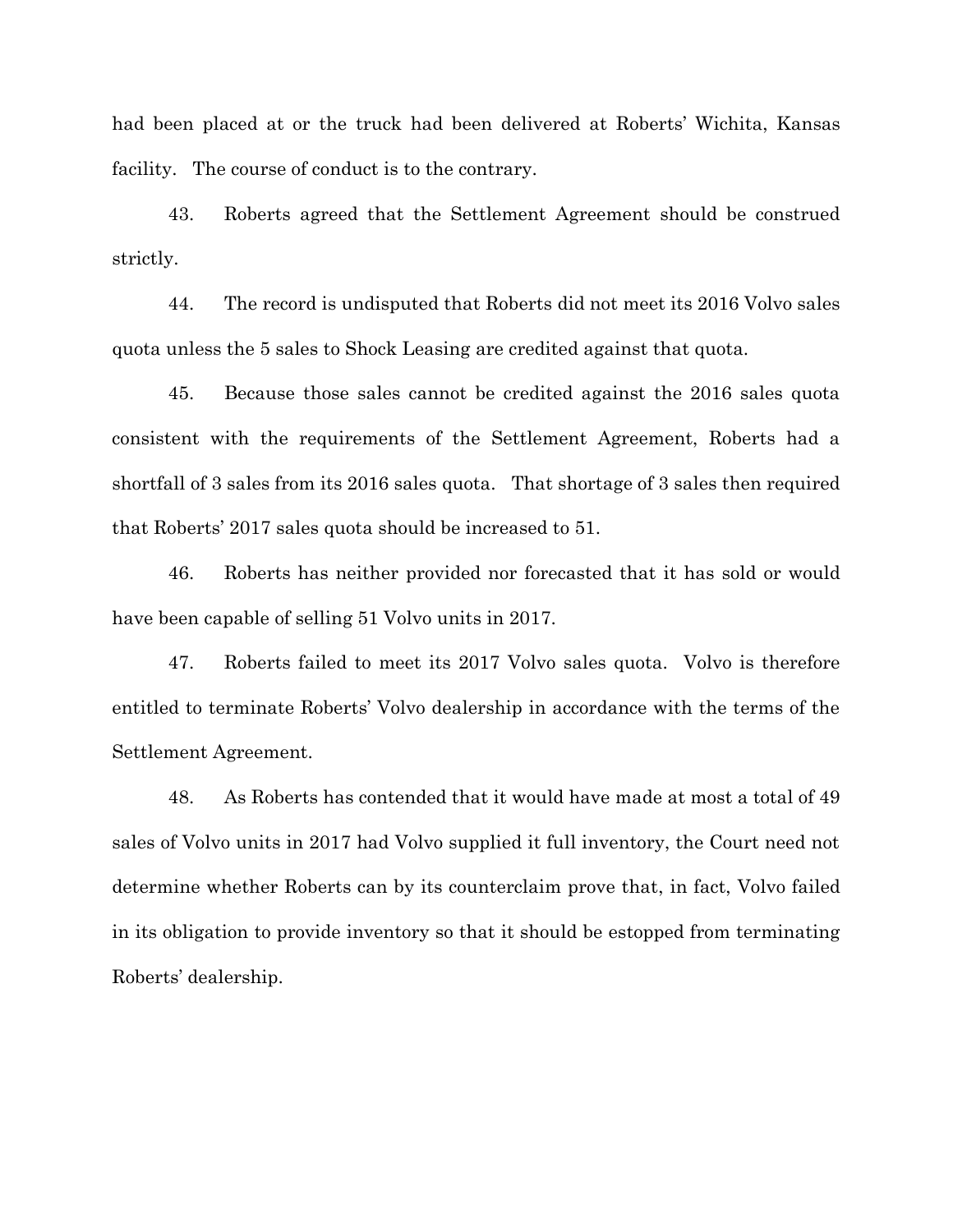had been placed at or the truck had been delivered at Roberts' Wichita, Kansas facility. The course of conduct is to the contrary.

43. Roberts agreed that the Settlement Agreement should be construed strictly.

44. The record is undisputed that Roberts did not meet its 2016 Volvo sales quota unless the 5 sales to Shock Leasing are credited against that quota.

45. Because those sales cannot be credited against the 2016 sales quota consistent with the requirements of the Settlement Agreement, Roberts had a shortfall of 3 sales from its 2016 sales quota. That shortage of 3 sales then required that Roberts' 2017 sales quota should be increased to 51.

46. Roberts has neither provided nor forecasted that it has sold or would have been capable of selling 51 Volvo units in 2017.

47. Roberts failed to meet its 2017 Volvo sales quota. Volvo is therefore entitled to terminate Roberts' Volvo dealership in accordance with the terms of the Settlement Agreement.

48. As Roberts has contended that it would have made at most a total of 49 sales of Volvo units in 2017 had Volvo supplied it full inventory, the Court need not determine whether Roberts can by its counterclaim prove that, in fact, Volvo failed in its obligation to provide inventory so that it should be estopped from terminating Roberts' dealership.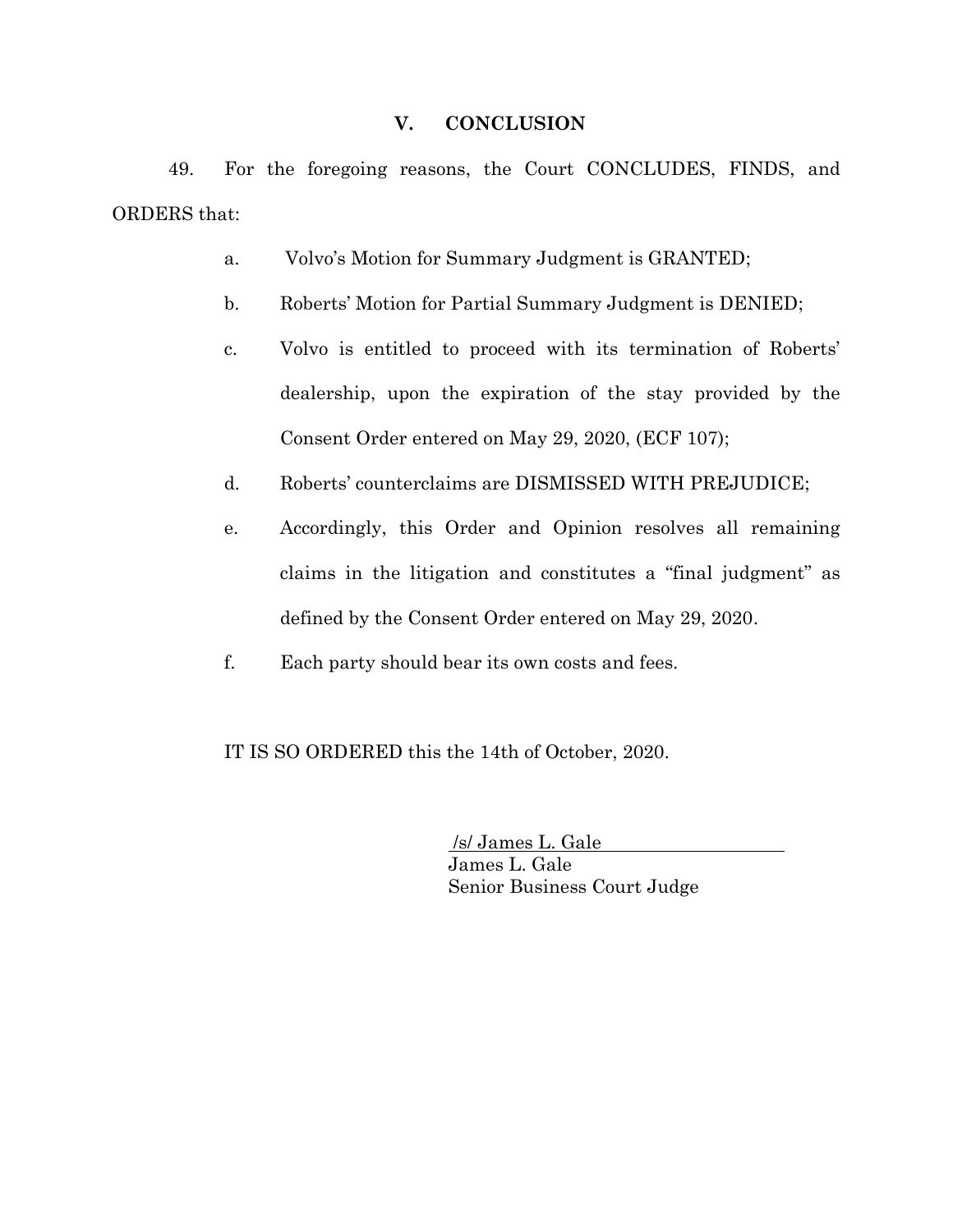## V. CONCLUSION

49. For the foregoing reasons, the Court CONCLUDES, FINDS, and ORDERS that:

a. Volvo's Motion for Summary Judgment is GRANTED;

b. Roberts' Motion for Partial Summary Judgment is DENIED;

c. Volvo is entitled to proceed with its termination of Roberts' dealership, upon the expiration of the stay provided by the Consent Order entered on May 29, 2020, (ECF 107);

d. Roberts' counterclaims are DISMISSED WITH PREJUDICE;

e. Accordingly, this Order and Opinion resolves all remaining claims in the litigation and constitutes a "final judgment" as defined by the Consent Order entered on May 29, 2020.

f. Each party should bear its own costs and fees.

IT IS SO ORDERED this the 14th of October, 2020.

/s/ James L. Gale
James L. Gale
Senior Business Court Judge